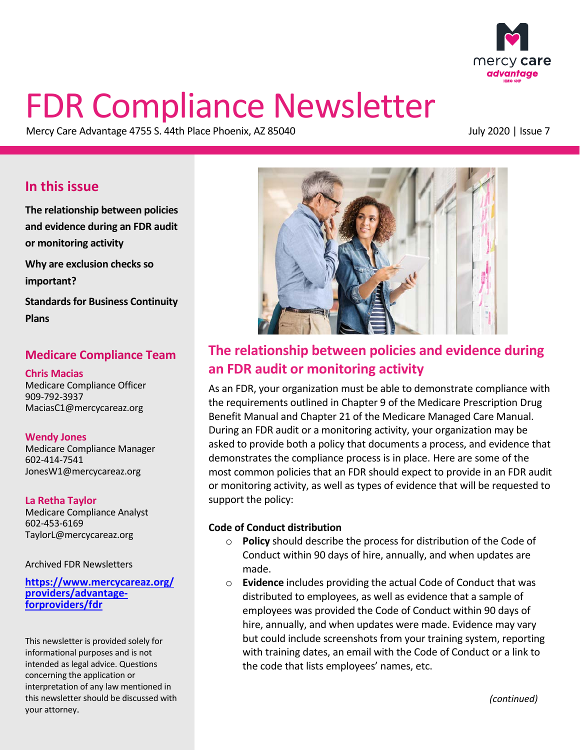# FDR Compliance Newsletter

Mercy Care Advantage 4755 S. 44th Place Phoenix, AZ 85040

July 2020 | Issue 7

## In this issue

**The relationship between policies and evidence during an FDR audit or monitoring activity**

**Why are exclusion checks so important?**

**Standards for Business Continuity Plans**

## Medicare Compliance Team

**Chris Macias**
Medicare Compliance Officer
909-792-3937
MaciasC1@mercycareaz.org

**Wendy Jones**
Medicare Compliance Manager
602-414-7541
JonesW1@mercycareaz.org

**La Retha Taylor**
Medicare Compliance Analyst
602-453-6169
TaylorL@mercycareaz.org

Archived FDR Newsletters

https://www.mercycareaz.org/providers/advantage-forproviders/fdr

This newsletter is provided solely for informational purposes and is not intended as legal advice. Questions concerning the application or interpretation of any law mentioned in this newsletter should be discussed with your attorney.

## The relationship between policies and evidence during an FDR audit or monitoring activity

As an FDR, your organization must be able to demonstrate compliance with the requirements outlined in Chapter 9 of the Medicare Prescription Drug Benefit Manual and Chapter 21 of the Medicare Managed Care Manual. During an FDR audit or a monitoring activity, your organization may be asked to provide both a policy that documents a process, and evidence that demonstrates the compliance process is in place. Here are some of the most common policies that an FDR should expect to provide in an FDR audit or monitoring activity, as well as types of evidence that will be requested to support the policy:

**Code of Conduct distribution**

- **Policy** should describe the process for distribution of the Code of Conduct within 90 days of hire, annually, and when updates are made.
- **Evidence** includes providing the actual Code of Conduct that was distributed to employees, as well as evidence that a sample of employees was provided the Code of Conduct within 90 days of hire, annually, and when updates were made. Evidence may vary but could include screenshots from your training system, reporting with training dates, an email with the Code of Conduct or a link to the code that lists employees' names, etc.

*(continued)*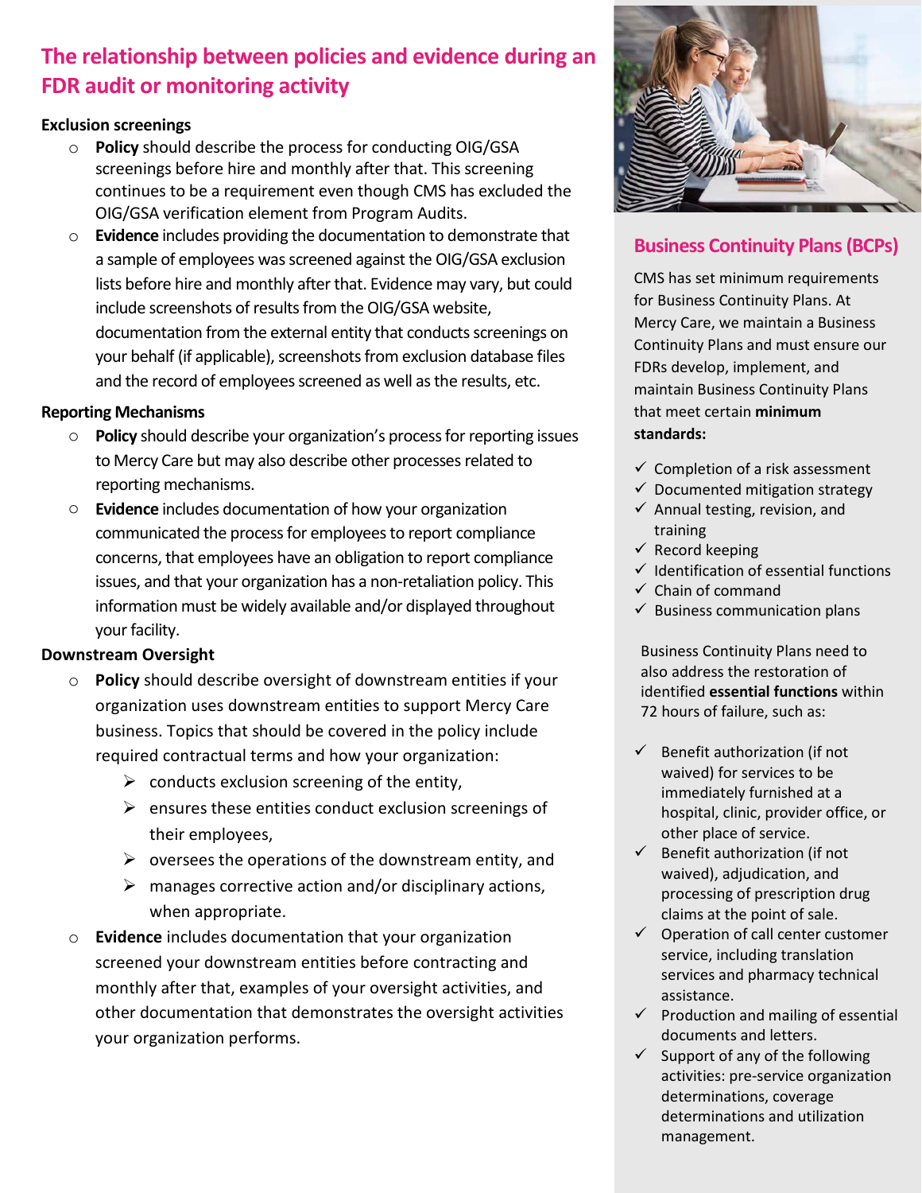## The relationship between policies and evidence during an FDR audit or monitoring activity

**Exclusion screenings**

- **Policy** should describe the process for conducting OIG/GSA screenings before hire and monthly after that. This screening continues to be a requirement even though CMS has excluded the OIG/GSA verification element from Program Audits.
- **Evidence** includes providing the documentation to demonstrate that a sample of employees was screened against the OIG/GSA exclusion lists before hire and monthly after that. Evidence may vary, but could include screenshots of results from the OIG/GSA website, documentation from the external entity that conducts screenings on your behalf (if applicable), screenshots from exclusion database files and the record of employees screened as well as the results, etc.

**Reporting Mechanisms**

- **Policy** should describe your organization's process for reporting issues to Mercy Care but may also describe other processes related to reporting mechanisms.
- **Evidence** includes documentation of how your organization communicated the process for employees to report compliance concerns, that employees have an obligation to report compliance issues, and that your organization has a non-retaliation policy. This information must be widely available and/or displayed throughout your facility.

**Downstream Oversight**

- **Policy** should describe oversight of downstream entities if your organization uses downstream entities to support Mercy Care business. Topics that should be covered in the policy include required contractual terms and how your organization:
  - conducts exclusion screening of the entity,
  - ensures these entities conduct exclusion screenings of their employees,
  - oversees the operations of the downstream entity, and
  - manages corrective action and/or disciplinary actions, when appropriate.
- **Evidence** includes documentation that your organization screened your downstream entities before contracting and monthly after that, examples of your oversight activities, and other documentation that demonstrates the oversight activities your organization performs.

## Business Continuity Plans (BCPs)

CMS has set minimum requirements for Business Continuity Plans. At Mercy Care, we maintain a Business Continuity Plans and must ensure our FDRs develop, implement, and maintain Business Continuity Plans that meet certain **minimum standards:**

- ✓ Completion of a risk assessment
- ✓ Documented mitigation strategy
- ✓ Annual testing, revision, and training
- ✓ Record keeping
- ✓ Identification of essential functions
- ✓ Chain of command
- ✓ Business communication plans

Business Continuity Plans need to also address the restoration of identified **essential functions** within 72 hours of failure, such as:

- ✓ Benefit authorization (if not waived) for services to be immediately furnished at a hospital, clinic, provider office, or other place of service.
- ✓ Benefit authorization (if not waived), adjudication, and processing of prescription drug claims at the point of sale.
- ✓ Operation of call center customer service, including translation services and pharmacy technical assistance.
- ✓ Production and mailing of essential documents and letters.
- ✓ Support of any of the following activities: pre-service organization determinations, coverage determinations and utilization management.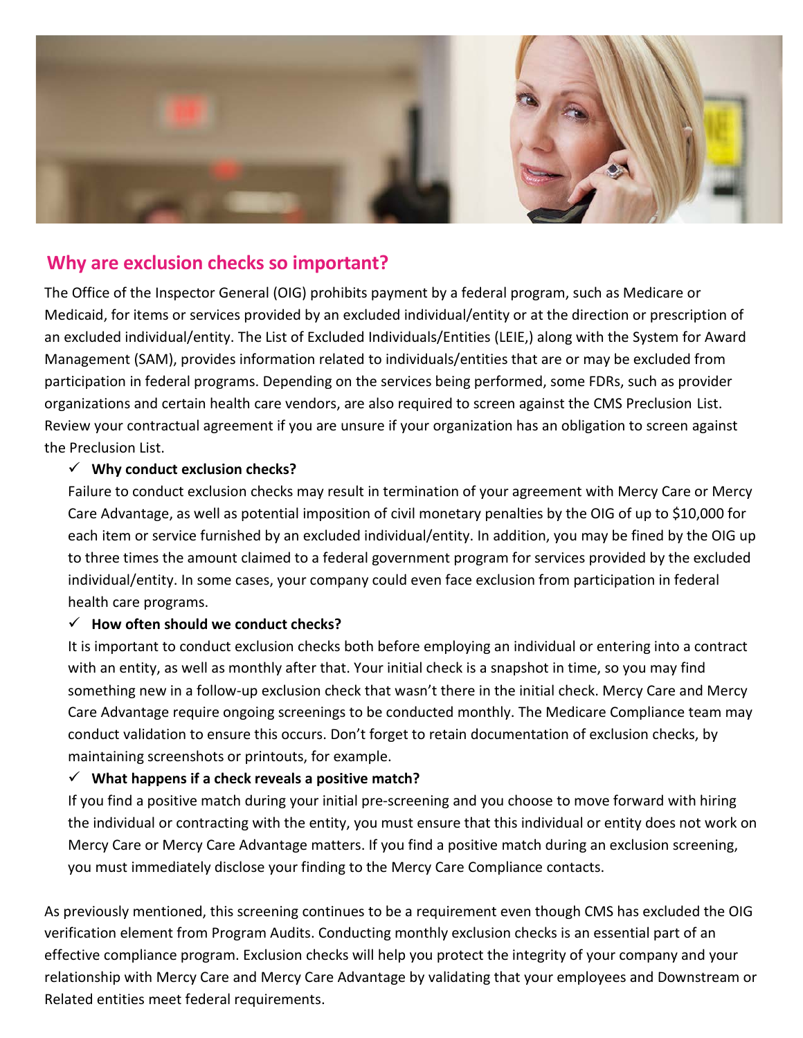## Why are exclusion checks so important?

The Office of the Inspector General (OIG) prohibits payment by a federal program, such as Medicare or Medicaid, for items or services provided by an excluded individual/entity or at the direction or prescription of an excluded individual/entity. The List of Excluded Individuals/Entities (LEIE,) along with the System for Award Management (SAM), provides information related to individuals/entities that are or may be excluded from participation in federal programs. Depending on the services being performed, some FDRs, such as provider organizations and certain health care vendors, are also required to screen against the CMS Preclusion List. Review your contractual agreement if you are unsure if your organization has an obligation to screen against the Preclusion List.

- ✓ **Why conduct exclusion checks?**

  Failure to conduct exclusion checks may result in termination of your agreement with Mercy Care or Mercy Care Advantage, as well as potential imposition of civil monetary penalties by the OIG of up to $10,000 for each item or service furnished by an excluded individual/entity. In addition, you may be fined by the OIG up to three times the amount claimed to a federal government program for services provided by the excluded individual/entity. In some cases, your company could even face exclusion from participation in federal health care programs.

- ✓ **How often should we conduct checks?**

  It is important to conduct exclusion checks both before employing an individual or entering into a contract with an entity, as well as monthly after that. Your initial check is a snapshot in time, so you may find something new in a follow-up exclusion check that wasn't there in the initial check. Mercy Care and Mercy Care Advantage require ongoing screenings to be conducted monthly. The Medicare Compliance team may conduct validation to ensure this occurs. Don't forget to retain documentation of exclusion checks, by maintaining screenshots or printouts, for example.

- ✓ **What happens if a check reveals a positive match?**

  If you find a positive match during your initial pre-screening and you choose to move forward with hiring the individual or contracting with the entity, you must ensure that this individual or entity does not work on Mercy Care or Mercy Care Advantage matters. If you find a positive match during an exclusion screening, you must immediately disclose your finding to the Mercy Care Compliance contacts.

As previously mentioned, this screening continues to be a requirement even though CMS has excluded the OIG verification element from Program Audits. Conducting monthly exclusion checks is an essential part of an effective compliance program. Exclusion checks will help you protect the integrity of your company and your relationship with Mercy Care and Mercy Care Advantage by validating that your employees and Downstream or Related entities meet federal requirements.